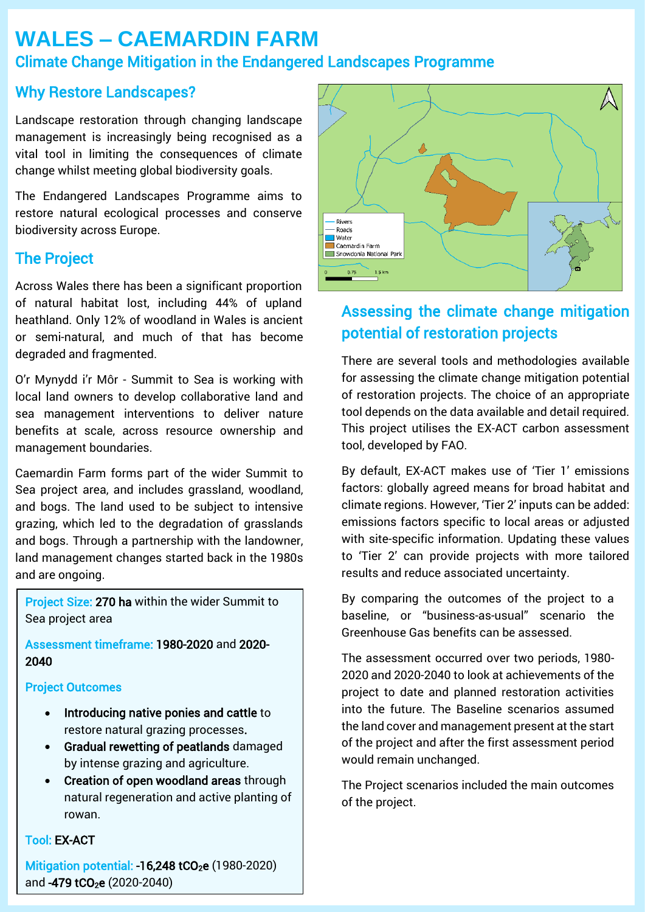# WALES – CAEMARDIN FARM

## Climate Change Mitigation in the Endangered Landscapes Programme

## Why Restore Landscapes?

Landscape restoration through changing landscape management is increasingly being recognised as a vital tool in limiting the consequences of climate change whilst meeting global biodiversity goals.

The Endangered Landscapes Programme aims to restore natural ecological processes and conserve biodiversity across Europe.

## The Project

Across Wales there has been a significant proportion of natural habitat lost, including 44% of upland heathland. Only 12% of woodland in Wales is ancient or semi-natural, and much of that has become degraded and fragmented.

O'r Mynydd i'r Môr - Summit to Sea is working with local land owners to develop collaborative land and sea management interventions to deliver nature benefits at scale, across resource ownership and management boundaries.

Caemardin Farm forms part of the wider Summit to Sea project area, and includes grassland, woodland, and bogs. The land used to be subject to intensive grazing, which led to the degradation of grasslands and bogs. Through a partnership with the landowner, land management changes started back in the 1980s and are ongoing.

**Project Size:** **270 ha** within the wider Summit to Sea project area

**Assessment timeframe:** **1980-2020** and **2020-2040**

**Project Outcomes**

- **Introducing native ponies and cattle** to restore natural grazing processes.
- **Gradual rewetting of peatlands** damaged by intense grazing and agriculture.
- **Creation of open woodland areas** through natural regeneration and active planting of rowan.

**Tool:** **EX-ACT**

**Mitigation potential:** **-16,248 $tCO_2e$** (1980-2020) and **-479 $tCO_2e$** (2020-2040)

## Assessing the climate change mitigation potential of restoration projects

There are several tools and methodologies available for assessing the climate change mitigation potential of restoration projects. The choice of an appropriate tool depends on the data available and detail required. This project utilises the EX-ACT carbon assessment tool, developed by FAO.

By default, EX-ACT makes use of 'Tier 1' emissions factors: globally agreed means for broad habitat and climate regions. However, 'Tier 2' inputs can be added: emissions factors specific to local areas or adjusted with site-specific information. Updating these values to 'Tier 2' can provide projects with more tailored results and reduce associated uncertainty.

By comparing the outcomes of the project to a baseline, or "business-as-usual" scenario the Greenhouse Gas benefits can be assessed.

The assessment occurred over two periods, 1980-2020 and 2020-2040 to look at achievements of the project to date and planned restoration activities into the future. The Baseline scenarios assumed the land cover and management present at the start of the project and after the first assessment period would remain unchanged.

The Project scenarios included the main outcomes of the project.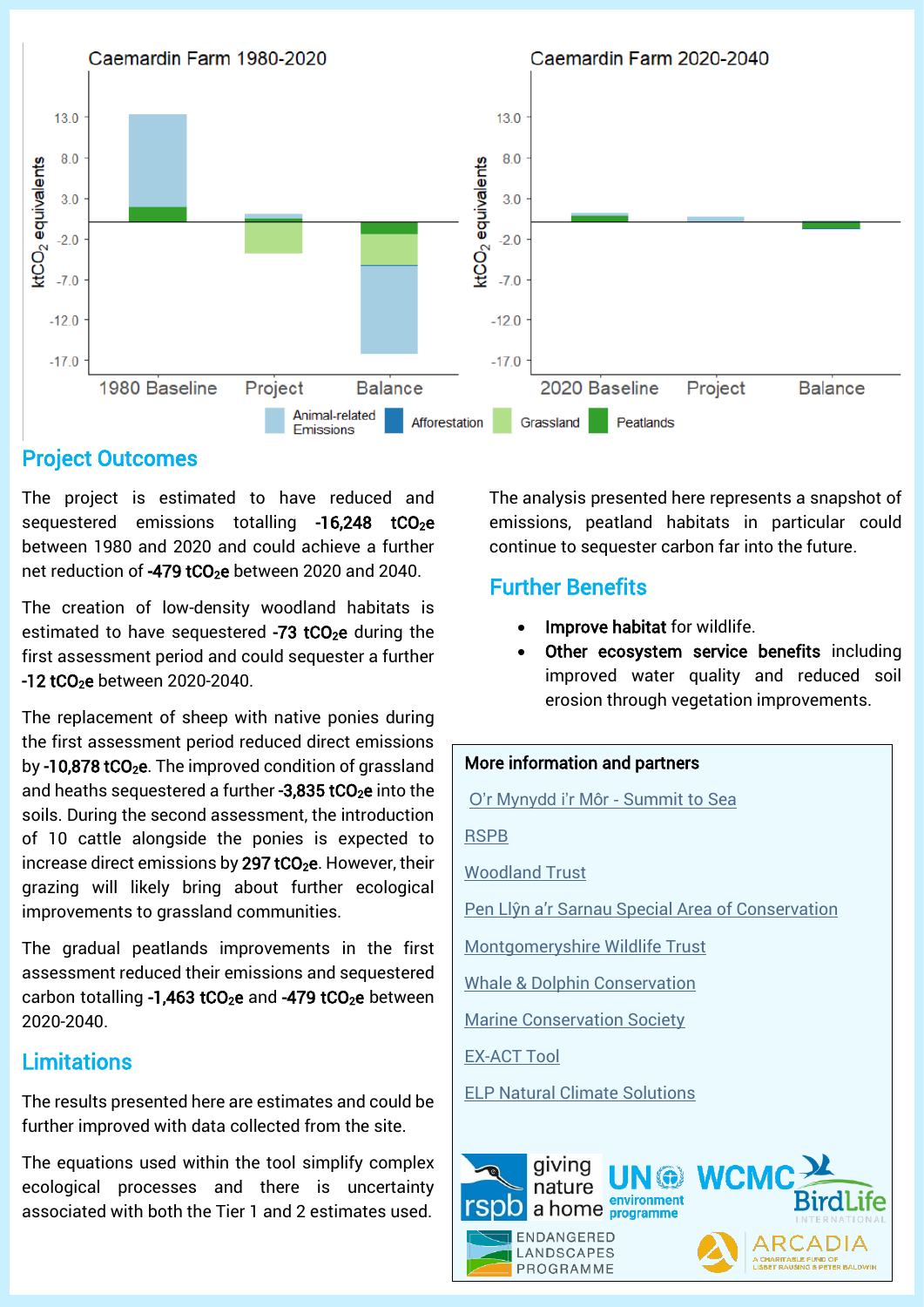Caemardin Farm 1980-2020

$ktCO_2$ equivalents

13.0
8.0
3.0
-2.0
-7.0
-12.0
-17.0

1980 Baseline
Project
Balance

Caemardin Farm 2020-2040

$ktCO_2$ equivalents

13.0
8.0
3.0
-2.0
-7.0
-12.0
-17.0

2020 Baseline
Project
Balance

Animal-related Emissions
Afforestation
Grassland
Peatlands

## Project Outcomes

The project is estimated to have reduced and sequestered emissions totalling **-16,248 $tCO_2e$** between 1980 and 2020 and could achieve a further net reduction of **-479 $tCO_2e$** between 2020 and 2040.

The creation of low-density woodland habitats is estimated to have sequestered **-73 $tCO_2e$** during the first assessment period and could sequester a further **-12 $tCO_2e$** between 2020-2040.

The replacement of sheep with native ponies during the first assessment period reduced direct emissions by **-10,878 $tCO_2e$**. The improved condition of grassland and heaths sequestered a further **-3,835 $tCO_2e$** into the soils. During the second assessment, the introduction of 10 cattle alongside the ponies is expected to increase direct emissions by **297 $tCO_2e$**. However, their grazing will likely bring about further ecological improvements to grassland communities.

The gradual peatlands improvements in the first assessment reduced their emissions and sequestered carbon totalling **-1,463 $tCO_2e$** and **-479 $tCO_2e$** between 2020-2040.

## Limitations

The results presented here are estimates and could be further improved with data collected from the site.

The equations used within the tool simplify complex ecological processes and there is uncertainty associated with both the Tier 1 and 2 estimates used.

The analysis presented here represents a snapshot of emissions, peatland habitats in particular could continue to sequester carbon far into the future.

## Further Benefits

- **Improve habitat** for wildlife.
- **Other ecosystem service benefits** including improved water quality and reduced soil erosion through vegetation improvements.

**More information and partners**

O'r Mynydd i'r Môr - Summit to Sea

RSPB

Woodland Trust

Pen Llŷn a'r Sarnau Special Area of Conservation

Montgomeryshire Wildlife Trust

Whale & Dolphin Conservation

Marine Conservation Society

EX-ACT Tool

ELP Natural Climate Solutions

rspb giving nature a home
UN environment programme
WCMC
BirdLife INTERNATIONAL
ENDANGERED LANDSCAPES PROGRAMME
ARCADIA A CHARITABLE FUND OF LISBET RAUSING & PETER BALDWIN